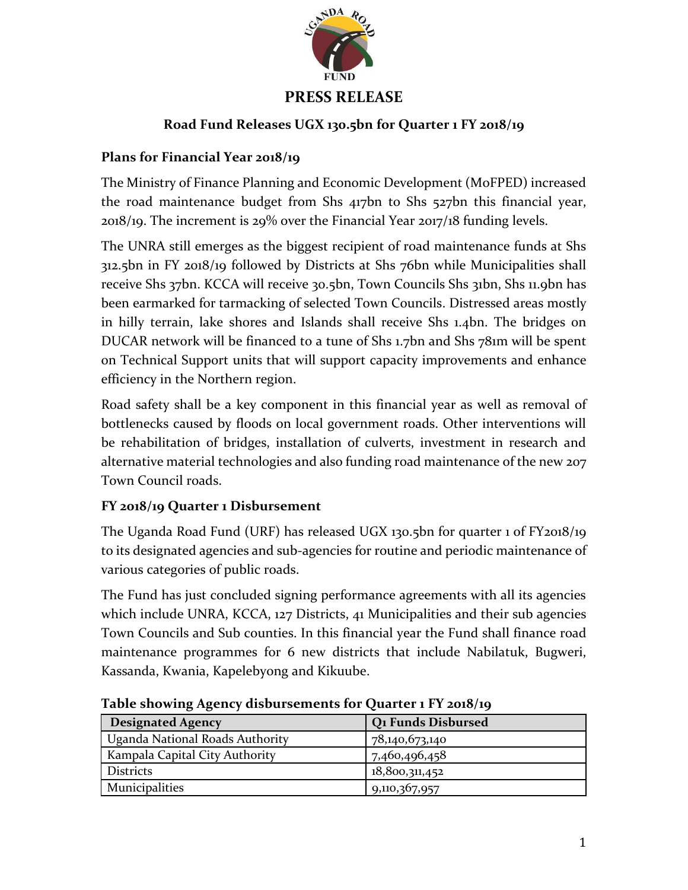# PRESS RELEASE

## Road Fund Releases UGX 130.5bn for Quarter 1 FY 2018/19

### Plans for Financial Year 2018/19

The Ministry of Finance Planning and Economic Development (MoFPED) increased the road maintenance budget from Shs 417bn to Shs 527bn this financial year, 2018/19. The increment is 29% over the Financial Year 2017/18 funding levels.

The UNRA still emerges as the biggest recipient of road maintenance funds at Shs 312.5bn in FY 2018/19 followed by Districts at Shs 76bn while Municipalities shall receive Shs 37bn. KCCA will receive 30.5bn, Town Councils Shs 31bn, Shs 11.9bn has been earmarked for tarmacking of selected Town Councils. Distressed areas mostly in hilly terrain, lake shores and Islands shall receive Shs 1.4bn. The bridges on DUCAR network will be financed to a tune of Shs 1.7bn and Shs 781m will be spent on Technical Support units that will support capacity improvements and enhance efficiency in the Northern region.

Road safety shall be a key component in this financial year as well as removal of bottlenecks caused by floods on local government roads. Other interventions will be rehabilitation of bridges, installation of culverts, investment in research and alternative material technologies and also funding road maintenance of the new 207 Town Council roads.

### FY 2018/19 Quarter 1 Disbursement

The Uganda Road Fund (URF) has released UGX 130.5bn for quarter 1 of FY2018/19 to its designated agencies and sub-agencies for routine and periodic maintenance of various categories of public roads.

The Fund has just concluded signing performance agreements with all its agencies which include UNRA, KCCA, 127 Districts, 41 Municipalities and their sub agencies Town Councils and Sub counties. In this financial year the Fund shall finance road maintenance programmes for 6 new districts that include Nabilatuk, Bugweri, Kassanda, Kwania, Kapelebyong and Kikuube.

**Table showing Agency disbursements for Quarter 1 FY 2018/19**

| Designated Agency | Q1 Funds Disbursed |
|---|---|
| Uganda National Roads Authority | 78,140,673,140 |
| Kampala Capital City Authority | 7,460,496,458 |
| Districts | 18,800,311,452 |
| Municipalities | 9,110,367,957 |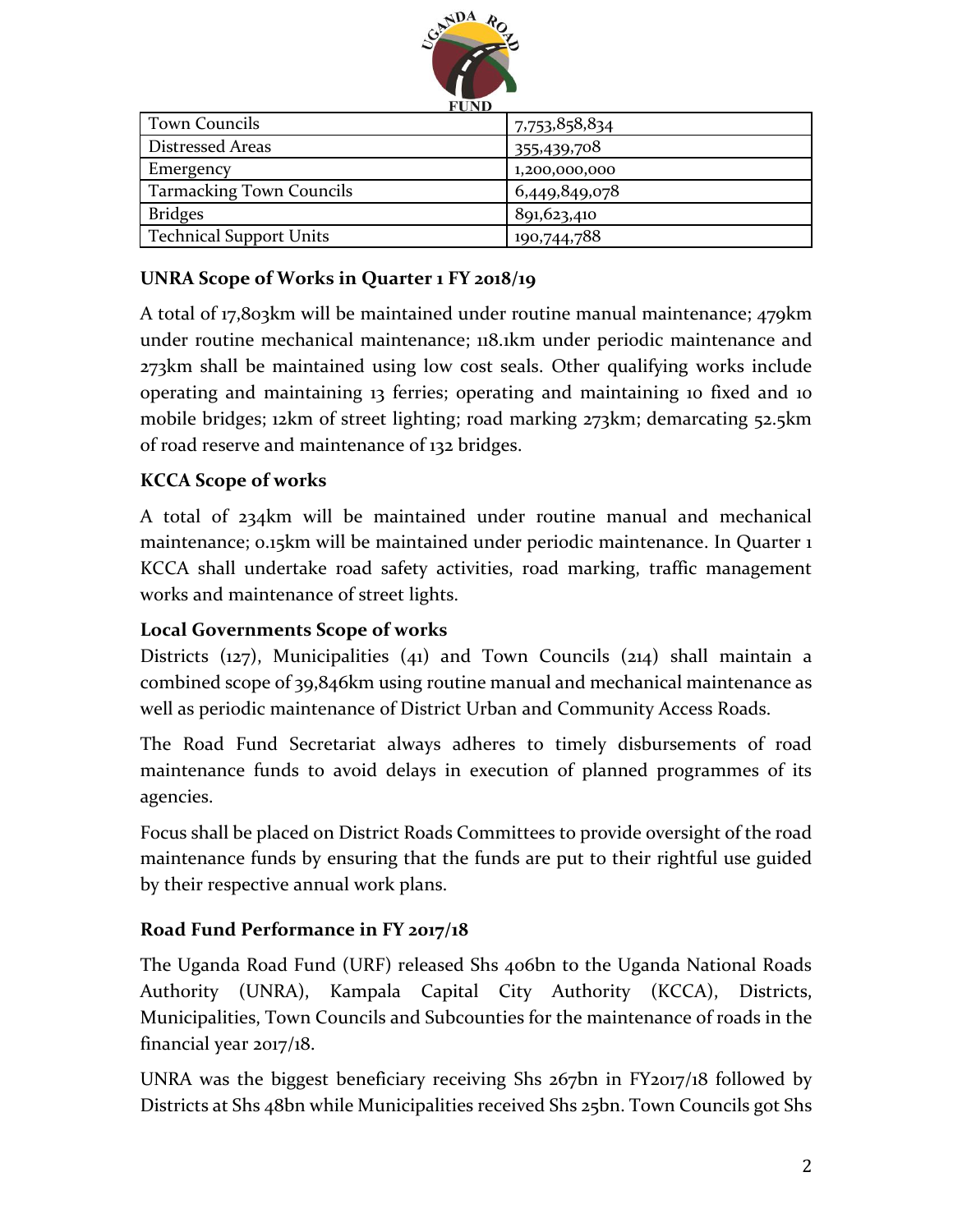| Town Councils | 7,753,858,834 |
|---|---|
| Distressed Areas | 355,439,708 |
| Emergency | 1,200,000,000 |
| Tarmacking Town Councils | 6,449,849,078 |
| Bridges | 891,623,410 |
| Technical Support Units | 190,744,788 |

### UNRA Scope of Works in Quarter 1 FY 2018/19

A total of 17,803km will be maintained under routine manual maintenance; 479km under routine mechanical maintenance; 118.1km under periodic maintenance and 273km shall be maintained using low cost seals. Other qualifying works include operating and maintaining 13 ferries; operating and maintaining 10 fixed and 10 mobile bridges; 12km of street lighting; road marking 273km; demarcating 52.5km of road reserve and maintenance of 132 bridges.

### KCCA Scope of works

A total of 234km will be maintained under routine manual and mechanical maintenance; 0.15km will be maintained under periodic maintenance. In Quarter 1 KCCA shall undertake road safety activities, road marking, traffic management works and maintenance of street lights.

### Local Governments Scope of works

Districts (127), Municipalities (41) and Town Councils (214) shall maintain a combined scope of 39,846km using routine manual and mechanical maintenance as well as periodic maintenance of District Urban and Community Access Roads.

The Road Fund Secretariat always adheres to timely disbursements of road maintenance funds to avoid delays in execution of planned programmes of its agencies.

Focus shall be placed on District Roads Committees to provide oversight of the road maintenance funds by ensuring that the funds are put to their rightful use guided by their respective annual work plans.

### Road Fund Performance in FY 2017/18

The Uganda Road Fund (URF) released Shs 406bn to the Uganda National Roads Authority (UNRA), Kampala Capital City Authority (KCCA), Districts, Municipalities, Town Councils and Subcounties for the maintenance of roads in the financial year 2017/18.

UNRA was the biggest beneficiary receiving Shs 267bn in FY2017/18 followed by Districts at Shs 48bn while Municipalities received Shs 25bn. Town Councils got Shs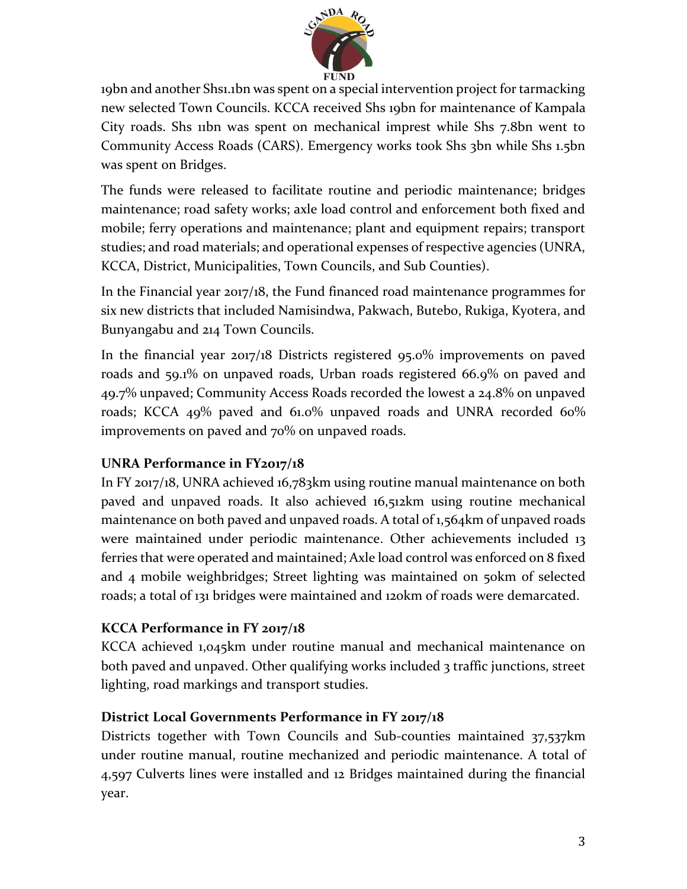19bn and another Shs1.1bn was spent on a special intervention project for tarmacking new selected Town Councils. KCCA received Shs 19bn for maintenance of Kampala City roads. Shs 11bn was spent on mechanical imprest while Shs 7.8bn went to Community Access Roads (CARS). Emergency works took Shs 3bn while Shs 1.5bn was spent on Bridges.

The funds were released to facilitate routine and periodic maintenance; bridges maintenance; road safety works; axle load control and enforcement both fixed and mobile; ferry operations and maintenance; plant and equipment repairs; transport studies; and road materials; and operational expenses of respective agencies (UNRA, KCCA, District, Municipalities, Town Councils, and Sub Counties).

In the Financial year 2017/18, the Fund financed road maintenance programmes for six new districts that included Namisindwa, Pakwach, Butebo, Rukiga, Kyotera, and Bunyangabu and 214 Town Councils.

In the financial year 2017/18 Districts registered 95.0% improvements on paved roads and 59.1% on unpaved roads, Urban roads registered 66.9% on paved and 49.7% unpaved; Community Access Roads recorded the lowest a 24.8% on unpaved roads; KCCA 49% paved and 61.0% unpaved roads and UNRA recorded 60% improvements on paved and 70% on unpaved roads.

**UNRA Performance in FY2017/18**

In FY 2017/18, UNRA achieved 16,783km using routine manual maintenance on both paved and unpaved roads. It also achieved 16,512km using routine mechanical maintenance on both paved and unpaved roads. A total of 1,564km of unpaved roads were maintained under periodic maintenance. Other achievements included 13 ferries that were operated and maintained; Axle load control was enforced on 8 fixed and 4 mobile weighbridges; Street lighting was maintained on 50km of selected roads; a total of 131 bridges were maintained and 120km of roads were demarcated.

**KCCA Performance in FY 2017/18**

KCCA achieved 1,045km under routine manual and mechanical maintenance on both paved and unpaved. Other qualifying works included 3 traffic junctions, street lighting, road markings and transport studies.

**District Local Governments Performance in FY 2017/18**

Districts together with Town Councils and Sub-counties maintained 37,537km under routine manual, routine mechanized and periodic maintenance. A total of 4,597 Culverts lines were installed and 12 Bridges maintained during the financial year.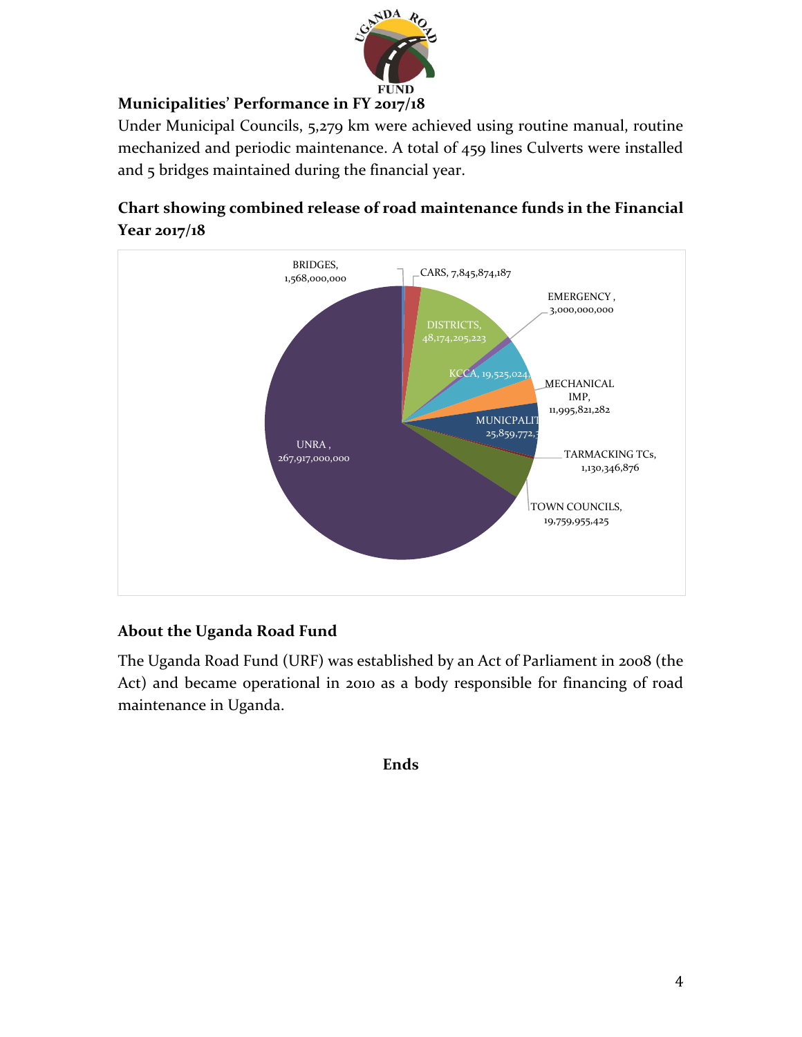## Municipalities' Performance in FY 2017/18

Under Municipal Councils, 5,279 km were achieved using routine manual, routine mechanized and periodic maintenance. A total of 459 lines Culverts were installed and 5 bridges maintained during the financial year.

### Chart showing combined release of road maintenance funds in the Financial Year 2017/18

BRIDGES, 1,568,000,000

CARS, 7,845,874,187

EMERGENCY, 3,000,000,000

DISTRICTS, 48,174,205,223

KCCA, 19,525,024,

MECHANICAL IMP, 11,995,821,282

MUNICPALIT 25,859,772,3

TARMACKING TCs, 1,130,346,876

TOWN COUNCILS, 19,759,955,425

UNRA, 267,917,000,000

## About the Uganda Road Fund

The Uganda Road Fund (URF) was established by an Act of Parliament in 2008 (the Act) and became operational in 2010 as a body responsible for financing of road maintenance in Uganda.

**Ends**